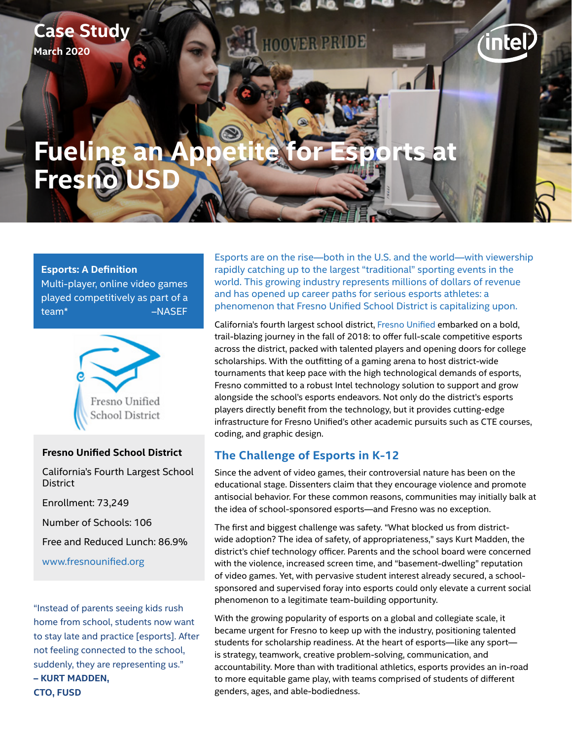Case Study
March 2020

# Fueling an Appetite for Esports at Fresno USD

**Esports: A Definition**
Multi-player, online video games played competitively as part of a team* –NASEF

**Fresno Unified School District**

California's Fourth Largest School District

Enrollment: 73,249

Number of Schools: 106

Free and Reduced Lunch: 86.9%

www.fresnounified.org

"Instead of parents seeing kids rush home from school, students now want to stay late and practice [esports]. After not feeling connected to the school, suddenly, they are representing us."
**– KURT MADDEN, CTO, FUSD**

Esports are on the rise—both in the U.S. and the world—with viewership rapidly catching up to the largest "traditional" sporting events in the world. This growing industry represents millions of dollars of revenue and has opened up career paths for serious esports athletes: a phenomenon that Fresno Unified School District is capitalizing upon.

California's fourth largest school district, Fresno Unified embarked on a bold, trail-blazing journey in the fall of 2018: to offer full-scale competitive esports across the district, packed with talented players and opening doors for college scholarships. With the outfitting of a gaming arena to host district-wide tournaments that keep pace with the high technological demands of esports, Fresno committed to a robust Intel technology solution to support and grow alongside the school's esports endeavors. Not only do the district's esports players directly benefit from the technology, but it provides cutting-edge infrastructure for Fresno Unified's other academic pursuits such as CTE courses, coding, and graphic design.

## The Challenge of Esports in K-12

Since the advent of video games, their controversial nature has been on the educational stage. Dissenters claim that they encourage violence and promote antisocial behavior. For these common reasons, communities may initially balk at the idea of school-sponsored esports—and Fresno was no exception.

The first and biggest challenge was safety. "What blocked us from district-wide adoption? The idea of safety, of appropriateness," says Kurt Madden, the district's chief technology officer. Parents and the school board were concerned with the violence, increased screen time, and "basement-dwelling" reputation of video games. Yet, with pervasive student interest already secured, a school-sponsored and supervised foray into esports could only elevate a current social phenomenon to a legitimate team-building opportunity.

With the growing popularity of esports on a global and collegiate scale, it became urgent for Fresno to keep up with the industry, positioning talented students for scholarship readiness. At the heart of esports—like any sport—is strategy, teamwork, creative problem-solving, communication, and accountability. More than with traditional athletics, esports provides an in-road to more equitable game play, with teams comprized of students of different genders, ages, and able-bodiedness.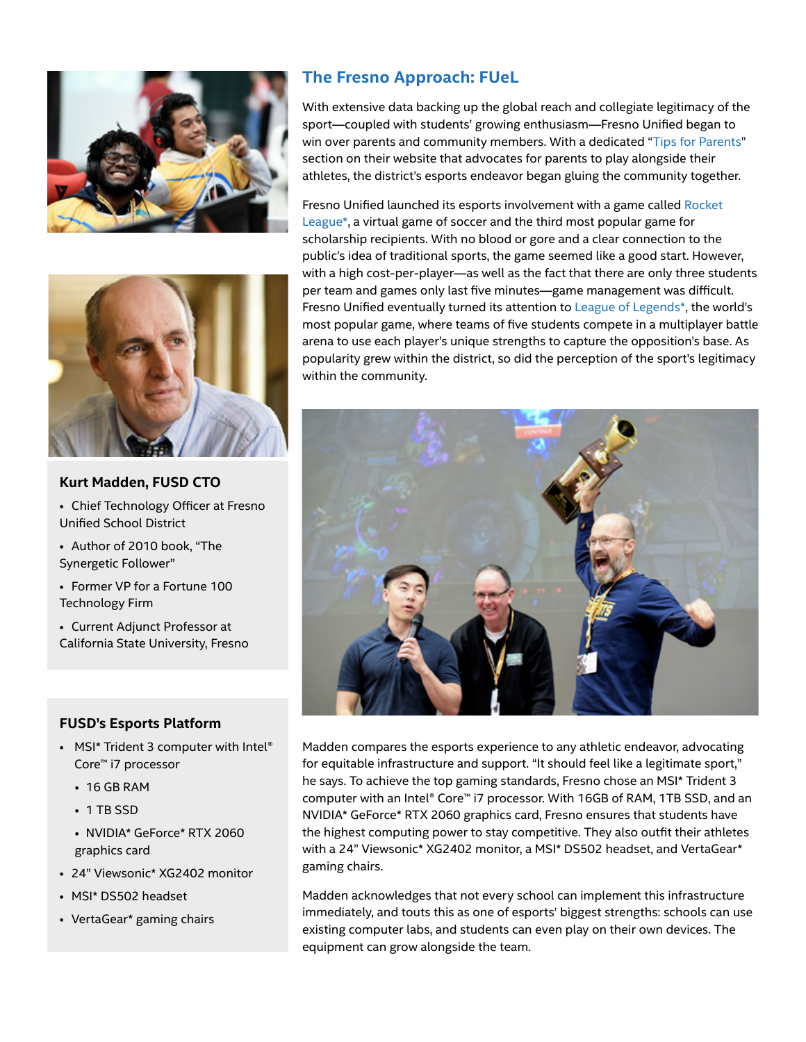## The Fresno Approach: FUeL

With extensive data backing up the global reach and collegiate legitimacy of the sport—coupled with students' growing enthusiasm—Fresno Unified began to win over parents and community members. With a dedicated "Tips for Parents" section on their website that advocates for parents to play alongside their athletes, the district's esports endeavor began gluing the community together.

Fresno Unified launched its esports involvement with a game called Rocket League*, a virtual game of soccer and the third most popular game for scholarship recipients. With no blood or gore and a clear connection to the public's idea of traditional sports, the game seemed like a good start. However, with a high cost-per-player—as well as the fact that there are only three students per team and games only last five minutes—game management was difficult. Fresno Unified eventually turned its attention to League of Legends*, the world's most popular game, where teams of five students compete in a multiplayer battle arena to use each player's unique strengths to capture the opposition's base. As popularity grew within the district, so did the perception of the sport's legitimacy within the community.

Madden compares the esports experience to any athletic endeavor, advocating for equitable infrastructure and support. "It should feel like a legitimate sport," he says. To achieve the top gaming standards, Fresno chose an MSI* Trident 3 computer with an Intel® Core™ i7 processor. With 16GB of RAM, 1TB SSD, and an NVIDIA* GeForce* RTX 2060 graphics card, Fresno ensures that students have the highest computing power to stay competitive. They also outfit their athletes with a 24" Viewsonic* XG2402 monitor, a MSI* DS502 headset, and VertaGear* gaming chairs.

Madden acknowledges that not every school can implement this infrastructure immediately, and touts this as one of esports' biggest strengths: schools can use existing computer labs, and students can even play on their own devices. The equipment can grow alongside the team.

### Kurt Madden, FUSD CTO

- Chief Technology Officer at Fresno Unified School District
- Author of 2010 book, "The Synergetic Follower"
- Former VP for a Fortune 100 Technology Firm
- Current Adjunct Professor at California State University, Fresno

### FUSD's Esports Platform

- MSI* Trident 3 computer with Intel® Core™ i7 processor
  - 16 GB RAM
  - 1 TB SSD
  - NVIDIA* GeForce* RTX 2060 graphics card
- 24" Viewsonic* XG2402 monitor
- MSI* DS502 headset
- VertaGear* gaming chairs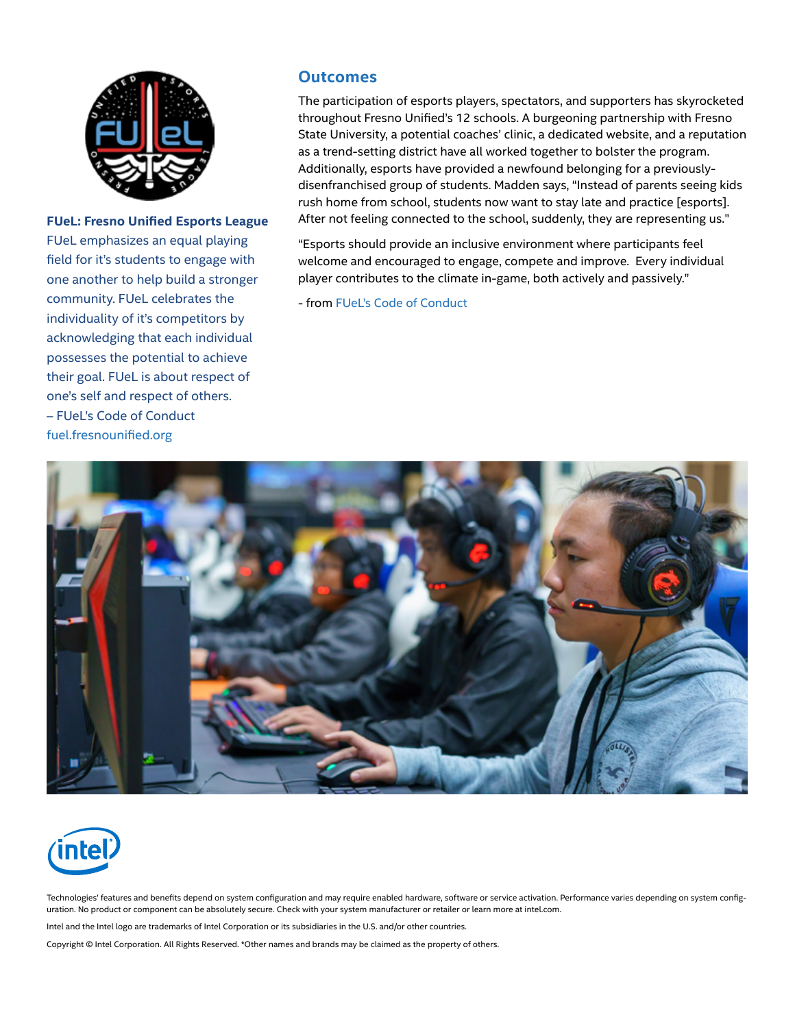**FUeL: Fresno Unified Esports League**

FUeL emphasizes an equal playing field for it's students to engage with one another to help build a stronger community. FUeL celebrates the individuality of it's competitors by acknowledging that each individual possesses the potential to achieve their goal. FUeL is about respect of one's self and respect of others.
– FUeL's Code of Conduct
fuel.fresnounified.org

## Outcomes

The participation of esports players, spectators, and supporters has skyrocketed throughout Fresno Unified's 12 schools. A burgeoning partnership with Fresno State University, a potential coaches' clinic, a dedicated website, and a reputation as a trend-setting district have all worked together to bolster the program. Additionally, esports have provided a newfound belonging for a previously-disenfranchised group of students. Madden says, "Instead of parents seeing kids rush home from school, students now want to stay late and practice [esports]. After not feeling connected to the school, suddenly, they are representing us."

"Esports should provide an inclusive environment where participants feel welcome and encouraged to engage, compete and improve. Every individual player contributes to the climate in-game, both actively and passively."

- from FUeL's Code of Conduct

Technologies' features and benefits depend on system configuration and may require enabled hardware, software or service activation. Performance varies depending on system configuration. No product or component can be absolutely secure. Check with your system manufacturer or retailer or learn more at intel.com.

Intel and the Intel logo are trademarks of Intel Corporation or its subsidiaries in the U.S. and/or other countries.

Copyright © Intel Corporation. All Rights Reserved. *Other names and brands may be claimed as the property of others.